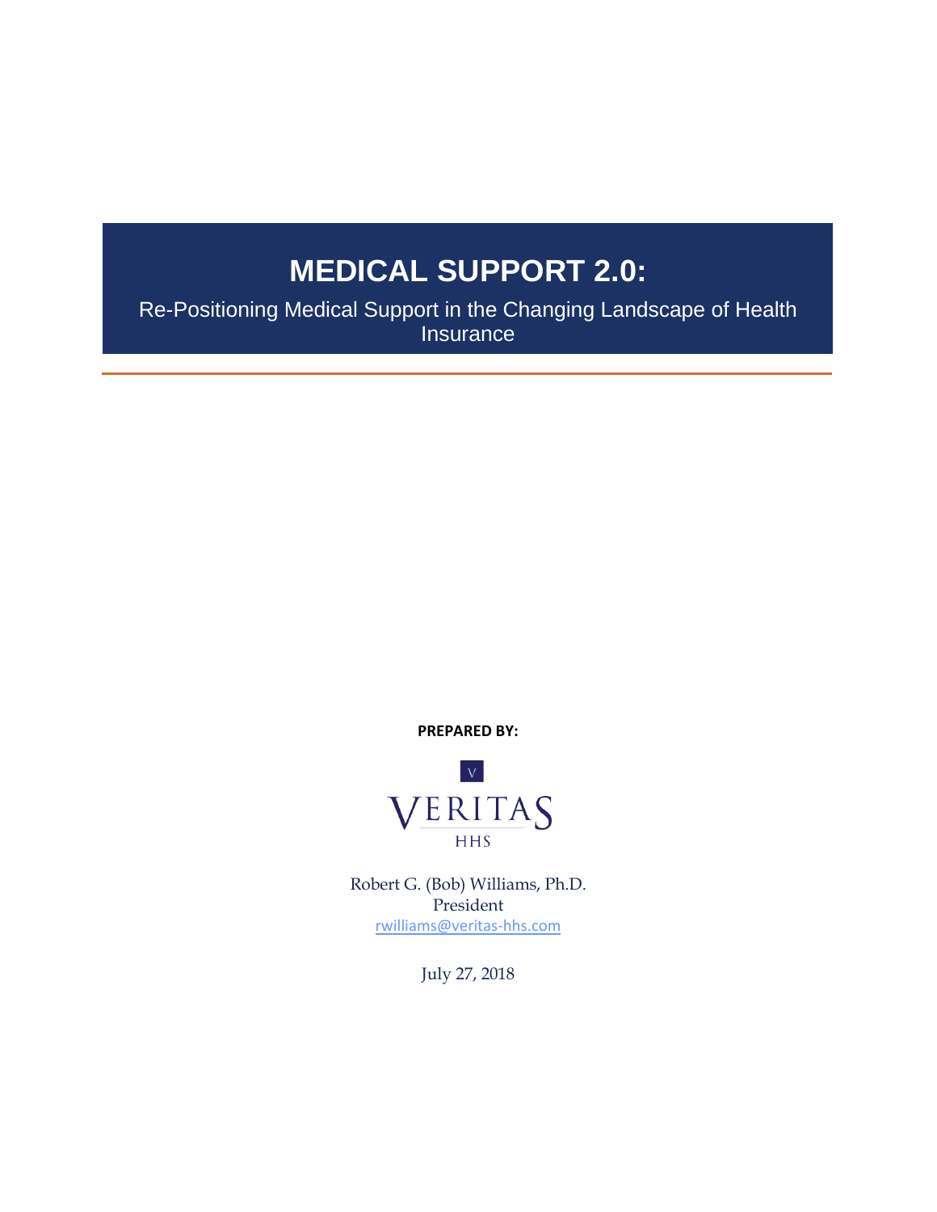# MEDICAL SUPPORT 2.0:

Re-Positioning Medical Support in the Changing Landscape of Health Insurance

**PREPARED BY:**

V

VERITAS

HHS

Robert G. (Bob) Williams, Ph.D.
President
rwilliams@veritas-hhs.com

July 27, 2018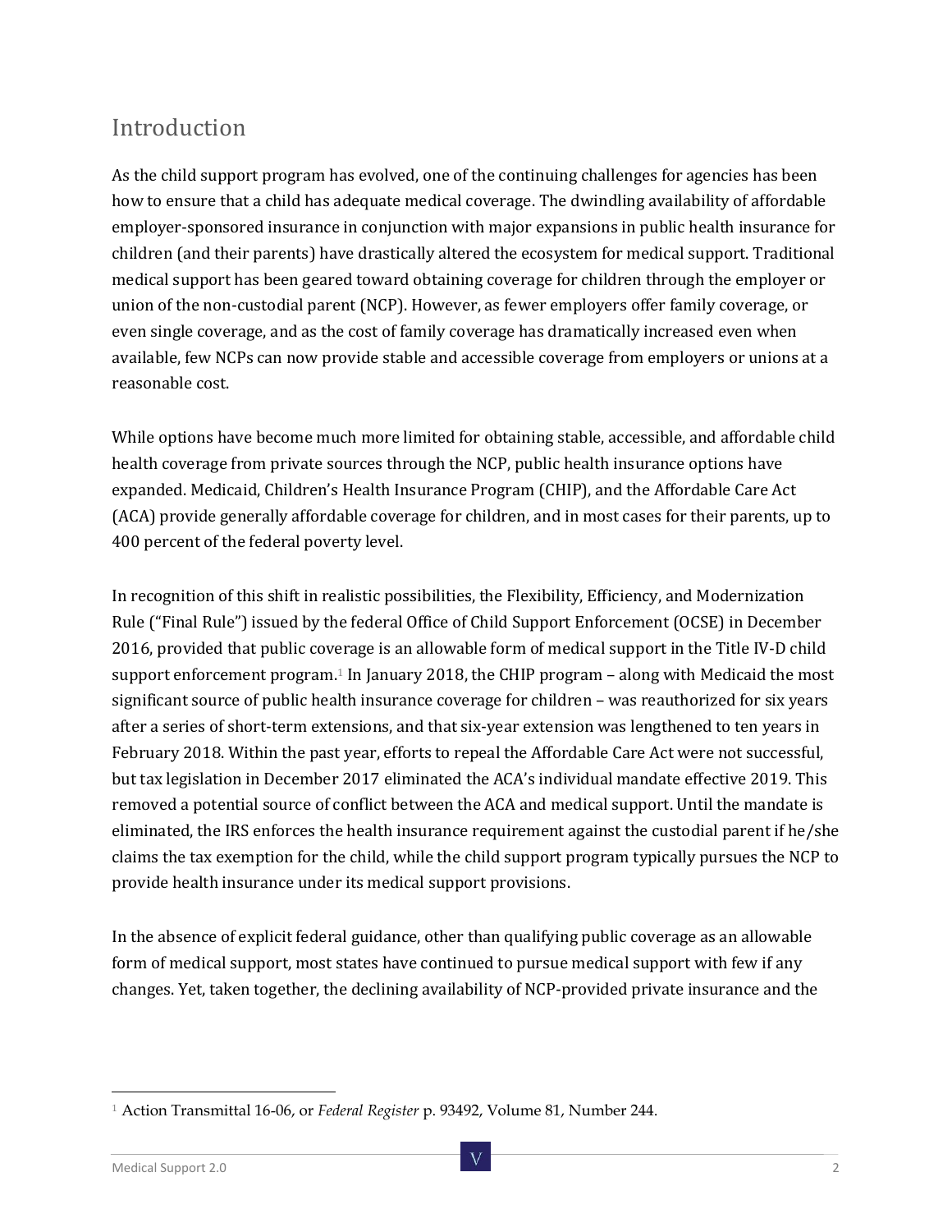## Introduction

As the child support program has evolved, one of the continuing challenges for agencies has been how to ensure that a child has adequate medical coverage. The dwindling availability of affordable employer-sponsored insurance in conjunction with major expansions in public health insurance for children (and their parents) have drastically altered the ecosystem for medical support. Traditional medical support has been geared toward obtaining coverage for children through the employer or union of the non-custodial parent (NCP). However, as fewer employers offer family coverage, or even single coverage, and as the cost of family coverage has dramatically increased even when available, few NCPs can now provide stable and accessible coverage from employers or unions at a reasonable cost.

While options have become much more limited for obtaining stable, accessible, and affordable child health coverage from private sources through the NCP, public health insurance options have expanded. Medicaid, Children's Health Insurance Program (CHIP), and the Affordable Care Act (ACA) provide generally affordable coverage for children, and in most cases for their parents, up to 400 percent of the federal poverty level.

In recognition of this shift in realistic possibilities, the Flexibility, Efficiency, and Modernization Rule ("Final Rule") issued by the federal Office of Child Support Enforcement (OCSE) in December 2016, provided that public coverage is an allowable form of medical support in the Title IV-D child support enforcement program.[1] In January 2018, the CHIP program – along with Medicaid the most significant source of public health insurance coverage for children – was reauthorized for six years after a series of short-term extensions, and that six-year extension was lengthened to ten years in February 2018. Within the past year, efforts to repeal the Affordable Care Act were not successful, but tax legislation in December 2017 eliminated the ACA's individual mandate effective 2019. This removed a potential source of conflict between the ACA and medical support. Until the mandate is eliminated, the IRS enforces the health insurance requirement against the custodial parent if he/she claims the tax exemption for the child, while the child support program typically pursues the NCP to provide health insurance under its medical support provisions.

In the absence of explicit federal guidance, other than qualifying public coverage as an allowable form of medical support, most states have continued to pursue medical support with few if any changes. Yet, taken together, the declining availability of NCP-provided private insurance and the

[1] Action Transmittal 16-06, or *Federal Register* p. 93492, Volume 81, Number 244.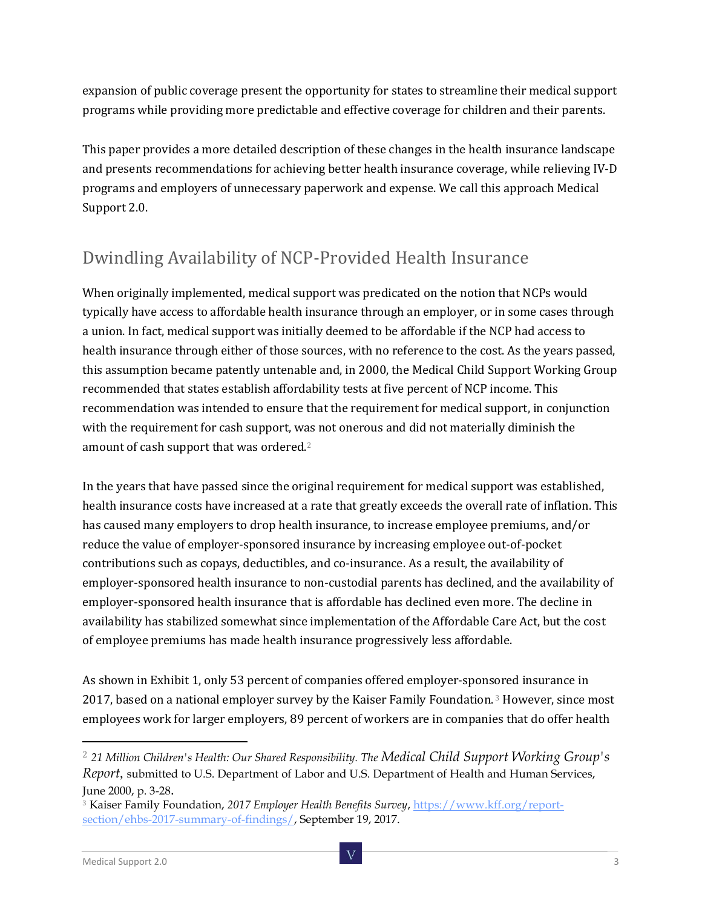expansion of public coverage present the opportunity for states to streamline their medical support programs while providing more predictable and effective coverage for children and their parents.

This paper provides a more detailed description of these changes in the health insurance landscape and presents recommendations for achieving better health insurance coverage, while relieving IV-D programs and employers of unnecessary paperwork and expense. We call this approach Medical Support 2.0.

## Dwindling Availability of NCP-Provided Health Insurance

When originally implemented, medical support was predicated on the notion that NCPs would typically have access to affordable health insurance through an employer, or in some cases through a union. In fact, medical support was initially deemed to be affordable if the NCP had access to health insurance through either of those sources, with no reference to the cost. As the years passed, this assumption became patently untenable and, in 2000, the Medical Child Support Working Group recommended that states establish affordability tests at five percent of NCP income. This recommendation was intended to ensure that the requirement for medical support, in conjunction with the requirement for cash support, was not onerous and did not materially diminish the amount of cash support that was ordered.[2]

In the years that have passed since the original requirement for medical support was established, health insurance costs have increased at a rate that greatly exceeds the overall rate of inflation. This has caused many employers to drop health insurance, to increase employee premiums, and/or reduce the value of employer-sponsored insurance by increasing employee out-of-pocket contributions such as copays, deductibles, and co-insurance. As a result, the availability of employer-sponsored health insurance to non-custodial parents has declined, and the availability of employer-sponsored health insurance that is affordable has declined even more. The decline in availability has stabilized somewhat since implementation of the Affordable Care Act, but the cost of employee premiums has made health insurance progressively less affordable.

As shown in Exhibit 1, only 53 percent of companies offered employer-sponsored insurance in 2017, based on a national employer survey by the Kaiser Family Foundation.[3] However, since most employees work for larger employers, 89 percent of workers are in companies that do offer health

---

[2] *21 Million Children's Health: Our Shared Responsibility. The Medical Child Support Working Group's Report*, submitted to U.S. Department of Labor and U.S. Department of Health and Human Services, June 2000, p. 3-28.

[3] Kaiser Family Foundation, *2017 Employer Health Benefits Survey*, https://www.kff.org/report-section/ehbs-2017-summary-of-findings/, September 19, 2017.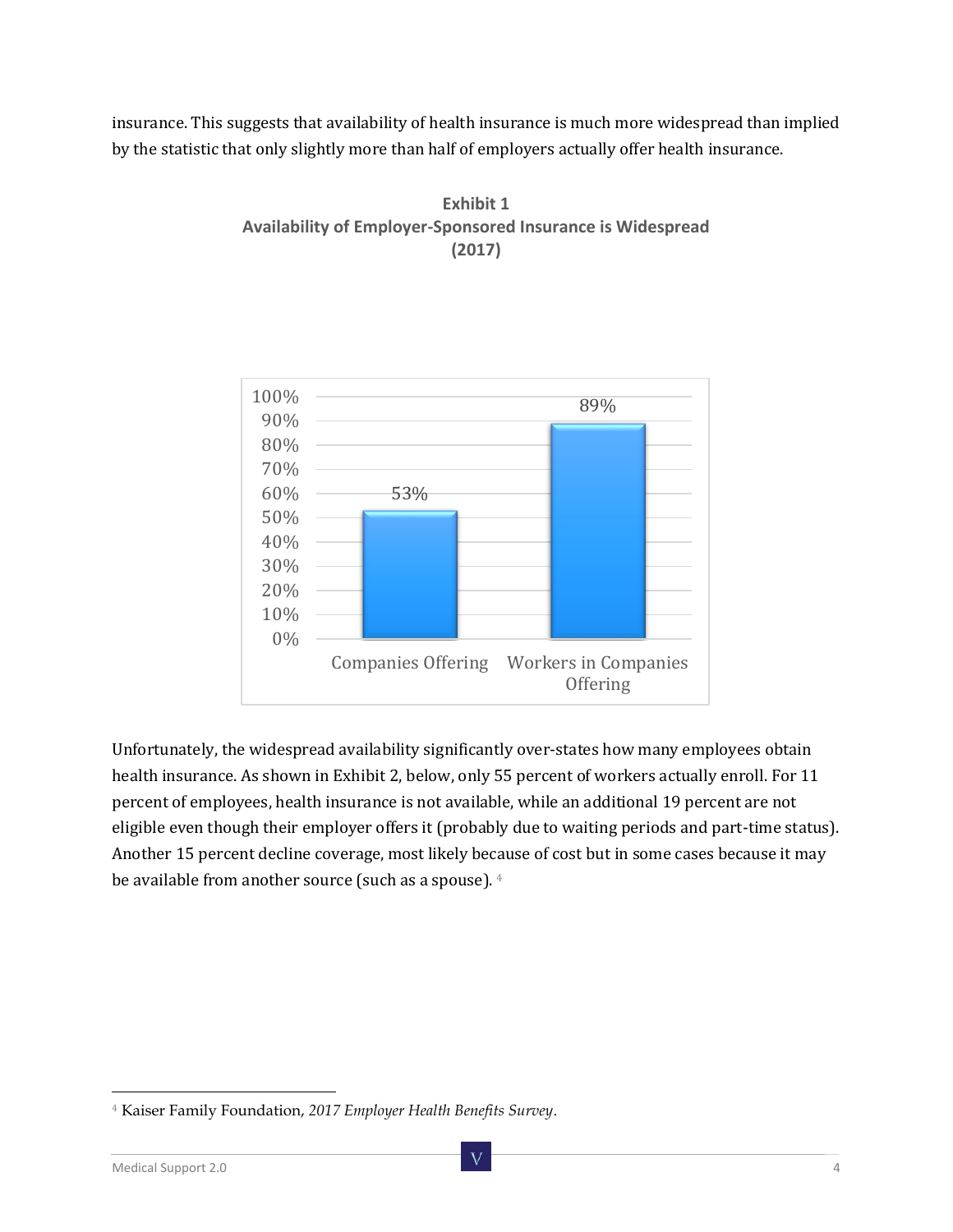insurance. This suggests that availability of health insurance is much more widespread than implied by the statistic that only slightly more than half of employers actually offer health insurance.

**Exhibit 1**
**Availability of Employer-Sponsored Insurance is Widespread**
**(2017)**

100%
90%
80%
70%
60%
50%
40%
30%
20%
10%
0%

53%
89%

Companies Offering
Workers in Companies Offering

Unfortunately, the widespread availability significantly over-states how many employees obtain health insurance. As shown in Exhibit 2, below, only 55 percent of workers actually enroll. For 11 percent of employees, health insurance is not available, while an additional 19 percent are not eligible even though their employer offers it (probably due to waiting periods and part-time status). Another 15 percent decline coverage, most likely because of cost but in some cases because it may be available from another source (such as a spouse). [4]

[4] Kaiser Family Foundation, *2017 Employer Health Benefits Survey*.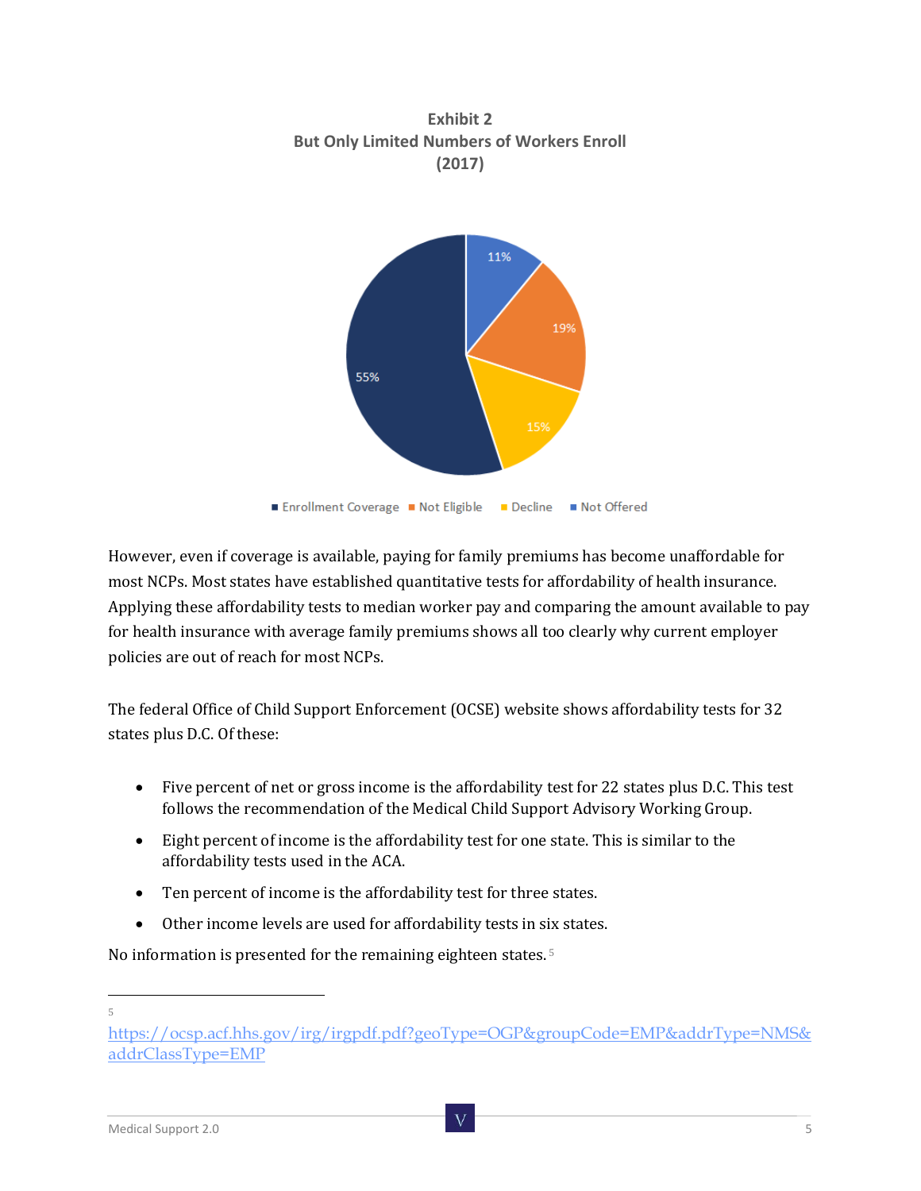**Exhibit 2**
**But Only Limited Numbers of Workers Enroll**
**(2017)**

11%

19%

15%

55%

Enrollment Coverage · Not Eligible · Decline · Not Offered

However, even if coverage is available, paying for family premiums has become unaffordable for most NCPs. Most states have established quantitative tests for affordability of health insurance. Applying these affordability tests to median worker pay and comparing the amount available to pay for health insurance with average family premiums shows all too clearly why current employer policies are out of reach for most NCPs.

The federal Office of Child Support Enforcement (OCSE) website shows affordability tests for 32 states plus D.C. Of these:

- Five percent of net or gross income is the affordability test for 22 states plus D.C. This test follows the recommendation of the Medical Child Support Advisory Working Group.
- Eight percent of income is the affordability test for one state. This is similar to the affordability tests used in the ACA.
- Ten percent of income is the affordability test for three states.
- Other income levels are used for affordability tests in six states.

No information is presented for the remaining eighteen states.[5]

---

[5] https://ocsp.acf.hhs.gov/irg/irgpdf.pdf?geoType=OGP&groupCode=EMP&addrType=NMS&addrClassType=EMP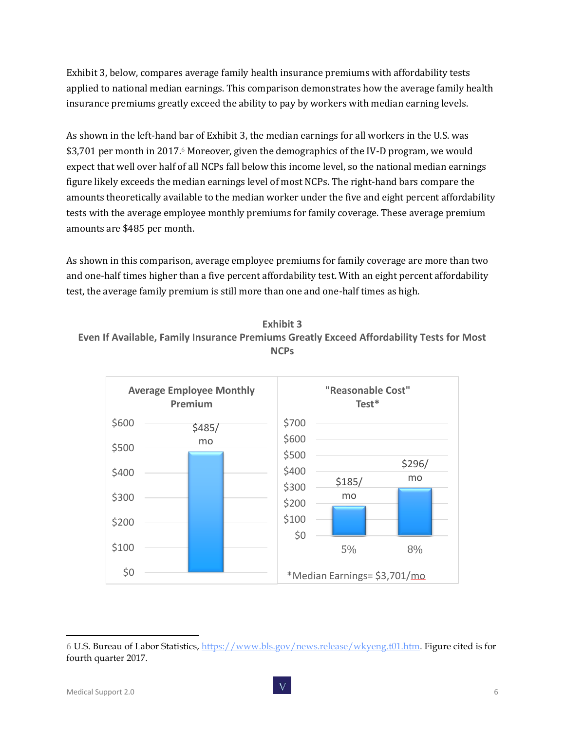Exhibit 3, below, compares average family health insurance premiums with affordability tests applied to national median earnings. This comparison demonstrates how the average family health insurance premiums greatly exceed the ability to pay by workers with median earning levels.

As shown in the left-hand bar of Exhibit 3, the median earnings for all workers in the U.S. was $3,701 per month in 2017.[6] Moreover, given the demographics of the IV-D program, we would expect that well over half of all NCPs fall below this income level, so the national median earnings figure likely exceeds the median earnings level of most NCPs. The right-hand bars compare the amounts theoretically available to the median worker under the five and eight percent affordability tests with the average employee monthly premiums for family coverage. These average premium amounts are $485 per month.

As shown in this comparison, average employee premiums for family coverage are more than two and one-half times higher than a five percent affordability test. With an eight percent affordability test, the average family premium is still more than one and one-half times as high.

**Exhibit 3**
**Even If Available, Family Insurance Premiums Greatly Exceed Affordability Tests for Most NCPs**

**Average Employee Monthly Premium**

$600
$500
$400
$300
$200
$100
$0

$485/mo

**"Reasonable Cost" Test***

$700
$600
$500
$400
$300
$200
$100
$0

$185/mo
$296/mo

5%
8%

*Median Earnings= $3,701/mo

---

6 U.S. Bureau of Labor Statistics, https://www.bls.gov/news.release/wkyeng.t01.htm. Figure cited is for fourth quarter 2017.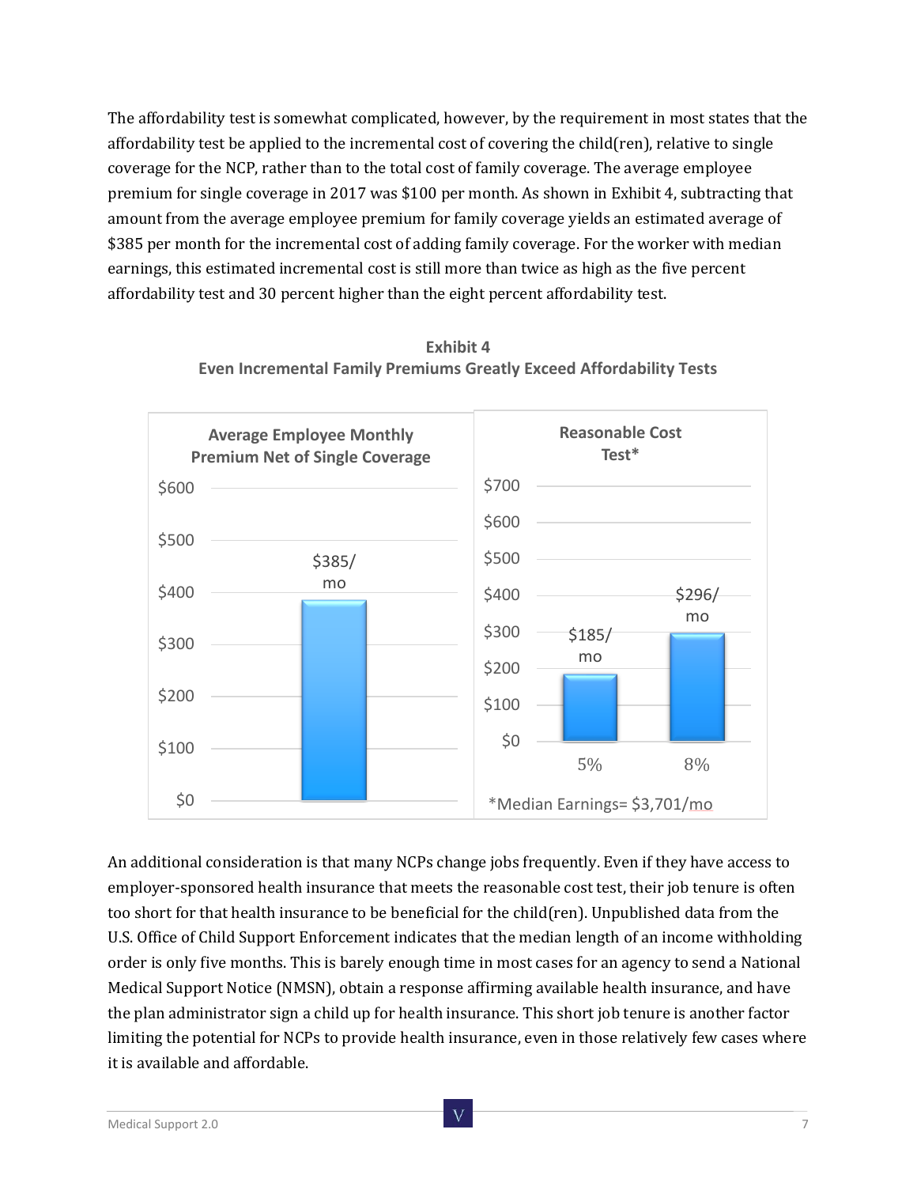The affordability test is somewhat complicated, however, by the requirement in most states that the affordability test be applied to the incremental cost of covering the child(ren), relative to single coverage for the NCP, rather than to the total cost of family coverage. The average employee premium for single coverage in 2017 was $100 per month. As shown in Exhibit 4, subtracting that amount from the average employee premium for family coverage yields an estimated average of $385 per month for the incremental cost of adding family coverage. For the worker with median earnings, this estimated incremental cost is still more than twice as high as the five percent affordability test and 30 percent higher than the eight percent affordability test.

**Exhibit 4**
**Even Incremental Family Premiums Greatly Exceed Affordability Tests**

**Average Employee Monthly Premium Net of Single Coverage**

$600
$500
$400
$300
$200
$100
$0

$385/mo

**Reasonable Cost Test***

$700
$600
$500
$400
$300
$200
$100
$0

$185/mo
$296/mo

5%
8%

*Median Earnings= $3,701/mo

An additional consideration is that many NCPs change jobs frequently. Even if they have access to employer-sponsored health insurance that meets the reasonable cost test, their job tenure is often too short for that health insurance to be beneficial for the child(ren). Unpublished data from the U.S. Office of Child Support Enforcement indicates that the median length of an income withholding order is only five months. This is barely enough time in most cases for an agency to send a National Medical Support Notice (NMSN), obtain a response affirming available health insurance, and have the plan administrator sign a child up for health insurance. This short job tenure is another factor limiting the potential for NCPs to provide health insurance, even in those relatively few cases where it is available and affordable.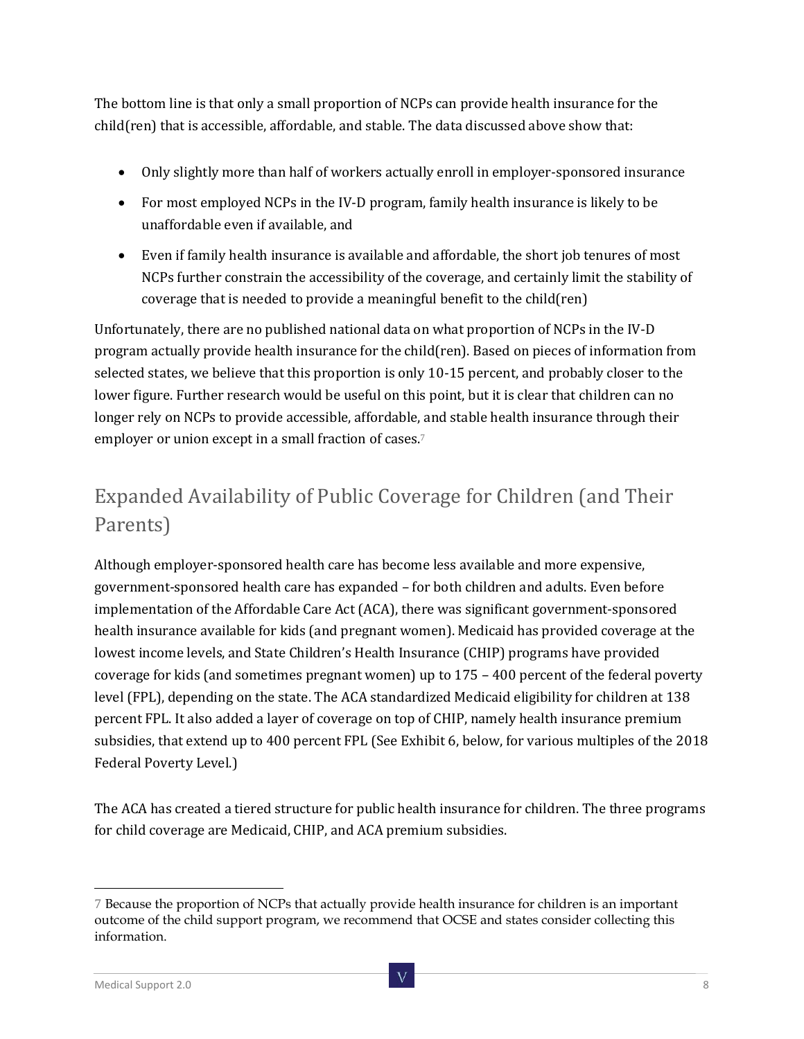The bottom line is that only a small proportion of NCPs can provide health insurance for the child(ren) that is accessible, affordable, and stable. The data discussed above show that:

- Only slightly more than half of workers actually enroll in employer-sponsored insurance
- For most employed NCPs in the IV-D program, family health insurance is likely to be unaffordable even if available, and
- Even if family health insurance is available and affordable, the short job tenures of most NCPs further constrain the accessibility of the coverage, and certainly limit the stability of coverage that is needed to provide a meaningful benefit to the child(ren)

Unfortunately, there are no published national data on what proportion of NCPs in the IV-D program actually provide health insurance for the child(ren). Based on pieces of information from selected states, we believe that this proportion is only 10-15 percent, and probably closer to the lower figure. Further research would be useful on this point, but it is clear that children can no longer rely on NCPs to provide accessible, affordable, and stable health insurance through their employer or union except in a small fraction of cases.[7]

## Expanded Availability of Public Coverage for Children (and Their Parents)

Although employer-sponsored health care has become less available and more expensive, government-sponsored health care has expanded – for both children and adults. Even before implementation of the Affordable Care Act (ACA), there was significant government-sponsored health insurance available for kids (and pregnant women). Medicaid has provided coverage at the lowest income levels, and State Children's Health Insurance (CHIP) programs have provided coverage for kids (and sometimes pregnant women) up to 175 – 400 percent of the federal poverty level (FPL), depending on the state. The ACA standardized Medicaid eligibility for children at 138 percent FPL. It also added a layer of coverage on top of CHIP, namely health insurance premium subsidies, that extend up to 400 percent FPL (See Exhibit 6, below, for various multiples of the 2018 Federal Poverty Level.)

The ACA has created a tiered structure for public health insurance for children. The three programs for child coverage are Medicaid, CHIP, and ACA premium subsidies.

---

7 Because the proportion of NCPs that actually provide health insurance for children is an important outcome of the child support program, we recommend that OCSE and states consider collecting this information.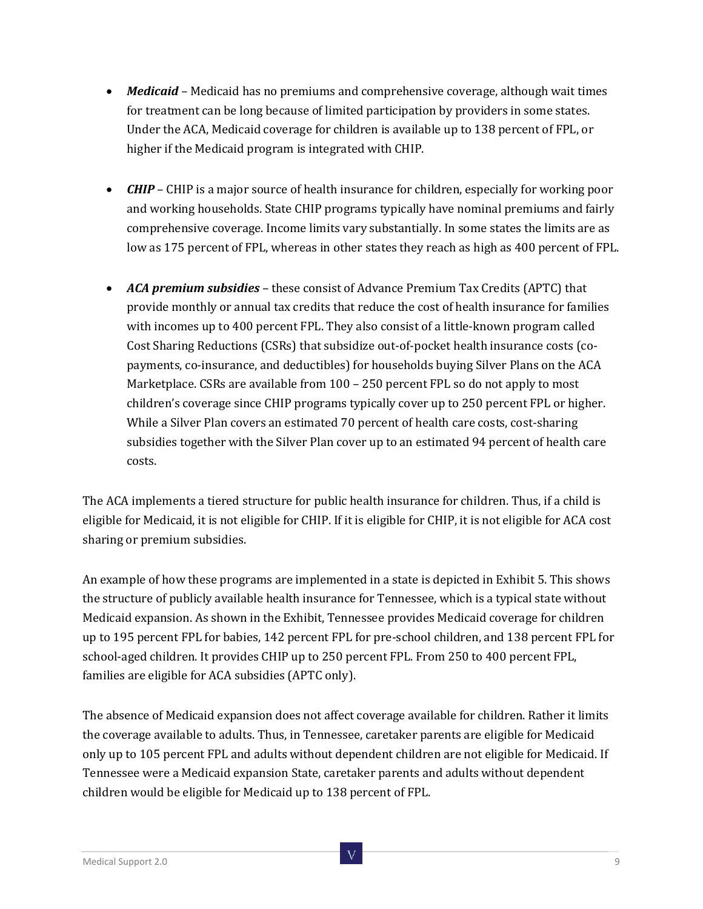- ***Medicaid*** – Medicaid has no premiums and comprehensive coverage, although wait times for treatment can be long because of limited participation by providers in some states. Under the ACA, Medicaid coverage for children is available up to 138 percent of FPL, or higher if the Medicaid program is integrated with CHIP.

- ***CHIP*** – CHIP is a major source of health insurance for children, especially for working poor and working households. State CHIP programs typically have nominal premiums and fairly comprehensive coverage. Income limits vary substantially. In some states the limits are as low as 175 percent of FPL, whereas in other states they reach as high as 400 percent of FPL.

- ***ACA premium subsidies*** – these consist of Advance Premium Tax Credits (APTC) that provide monthly or annual tax credits that reduce the cost of health insurance for families with incomes up to 400 percent FPL. They also consist of a little-known program called Cost Sharing Reductions (CSRs) that subsidize out-of-pocket health insurance costs (co-payments, co-insurance, and deductibles) for households buying Silver Plans on the ACA Marketplace. CSRs are available from 100 – 250 percent FPL so do not apply to most children's coverage since CHIP programs typically cover up to 250 percent FPL or higher. While a Silver Plan covers an estimated 70 percent of health care costs, cost-sharing subsidies together with the Silver Plan cover up to an estimated 94 percent of health care costs.

The ACA implements a tiered structure for public health insurance for children. Thus, if a child is eligible for Medicaid, it is not eligible for CHIP. If it is eligible for CHIP, it is not eligible for ACA cost sharing or premium subsidies.

An example of how these programs are implemented in a state is depicted in Exhibit 5. This shows the structure of publicly available health insurance for Tennessee, which is a typical state without Medicaid expansion. As shown in the Exhibit, Tennessee provides Medicaid coverage for children up to 195 percent FPL for babies, 142 percent FPL for pre-school children, and 138 percent FPL for school-aged children. It provides CHIP up to 250 percent FPL. From 250 to 400 percent FPL, families are eligible for ACA subsidies (APTC only).

The absence of Medicaid expansion does not affect coverage available for children. Rather it limits the coverage available to adults. Thus, in Tennessee, caretaker parents are eligible for Medicaid only up to 105 percent FPL and adults without dependent children are not eligible for Medicaid. If Tennessee were a Medicaid expansion State, caretaker parents and adults without dependent children would be eligible for Medicaid up to 138 percent of FPL.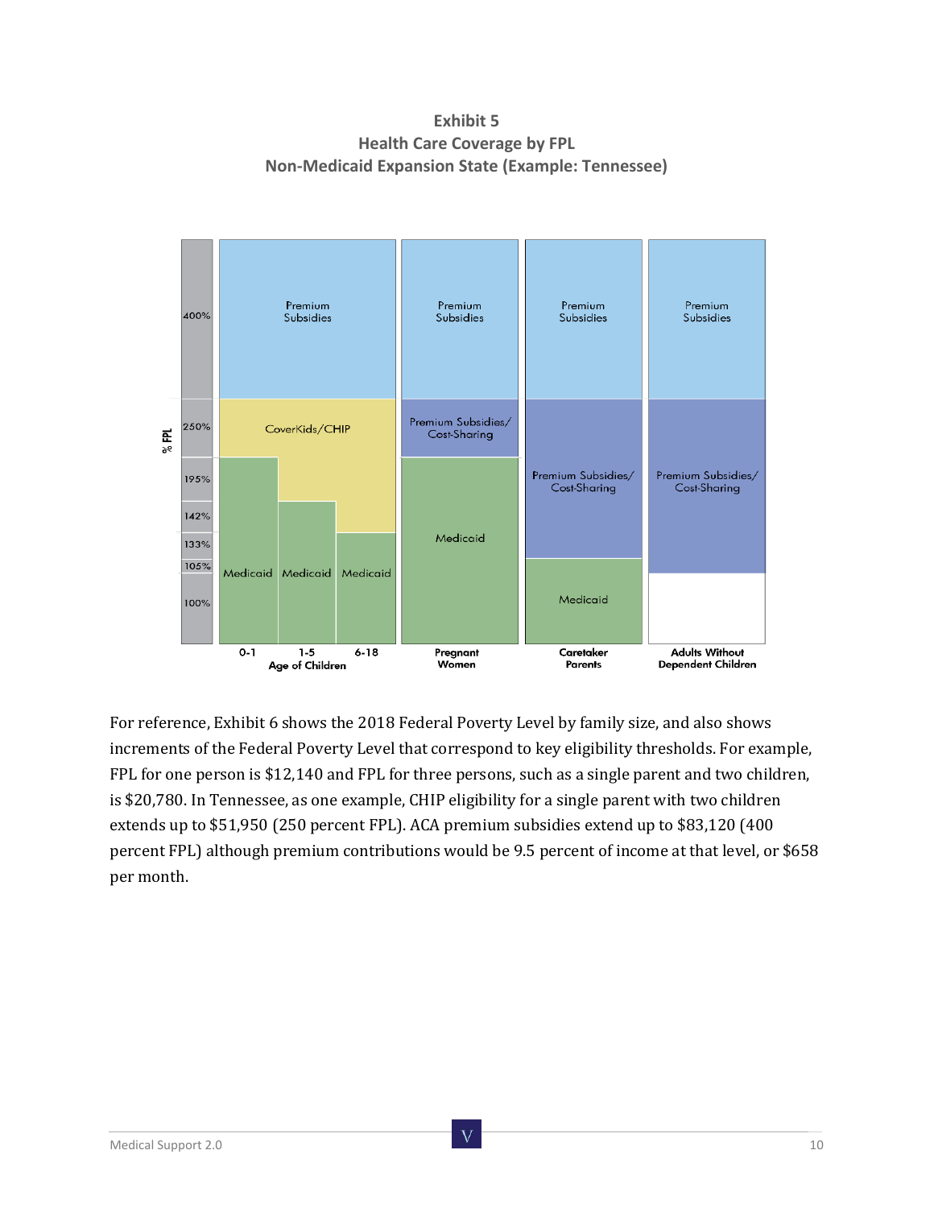**Exhibit 5**
**Health Care Coverage by FPL**
**Non-Medicaid Expansion State (Example: Tennessee)**

% FPL

400%

250%

195%

142%

133%

105%

100%

Premium Subsidies

CoverKids/CHIP

Medicaid

Medicaid

Medicaid

Premium Subsidies

Premium Subsidies/ Cost-Sharing

Medicaid

Premium Subsidies

Premium Subsidies/ Cost-Sharing

Medicaid

Premium Subsidies

Premium Subsidies/ Cost-Sharing

0-1

1-5

6-18

Age of Children

Pregnant Women

Caretaker Parents

Adults Without Dependent Children

For reference, Exhibit 6 shows the 2018 Federal Poverty Level by family size, and also shows increments of the Federal Poverty Level that correspond to key eligibility thresholds. For example, FPL for one person is $12,140 and FPL for three persons, such as a single parent and two children, is $20,780. In Tennessee, as one example, CHIP eligibility for a single parent with two children extends up to $51,950 (250 percent FPL). ACA premium subsidies extend up to $83,120 (400 percent FPL) although premium contributions would be 9.5 percent of income at that level, or $658 per month.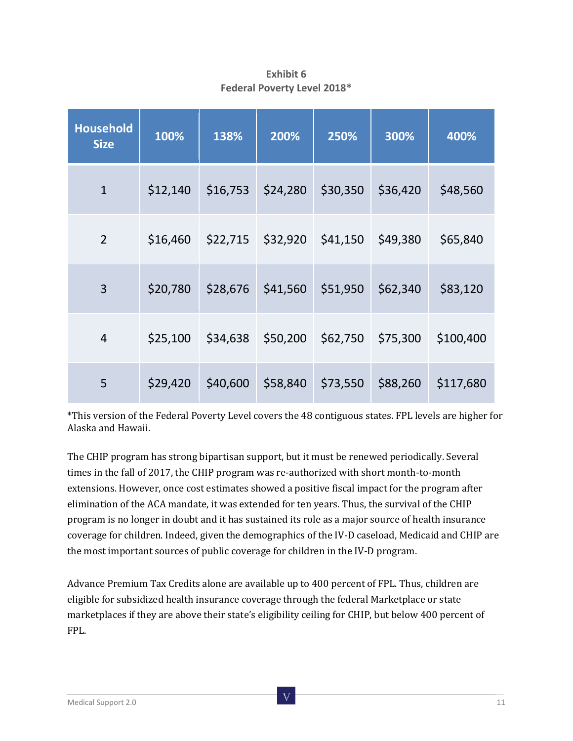**Exhibit 6**
**Federal Poverty Level 2018***

| Household Size | 100% | 138% | 200% | 250% | 300% | 400% |
|---|---|---|---|---|---|---|
| 1 | $12,140 | $16,753 | $24,280 | $30,350 | $36,420 | $48,560 |
| 2 | $16,460 | $22,715 | $32,920 | $41,150 | $49,380 | $65,840 |
| 3 | $20,780 | $28,676 | $41,560 | $51,950 | $62,340 | $83,120 |
| 4 | $25,100 | $34,638 | $50,200 | $62,750 | $75,300 | $100,400 |
| 5 | $29,420 | $40,600 | $58,840 | $73,550 | $88,260 | $117,680 |

*This version of the Federal Poverty Level covers the 48 contiguous states. FPL levels are higher for Alaska and Hawaii.

The CHIP program has strong bipartisan support, but it must be renewed periodically. Several times in the fall of 2017, the CHIP program was re-authorized with short month-to-month extensions. However, once cost estimates showed a positive fiscal impact for the program after elimination of the ACA mandate, it was extended for ten years. Thus, the survival of the CHIP program is no longer in doubt and it has sustained its role as a major source of health insurance coverage for children. Indeed, given the demographics of the IV-D caseload, Medicaid and CHIP are the most important sources of public coverage for children in the IV-D program.

Advance Premium Tax Credits alone are available up to 400 percent of FPL. Thus, children are eligible for subsidized health insurance coverage through the federal Marketplace or state marketplaces if they are above their state's eligibility ceiling for CHIP, but below 400 percent of FPL.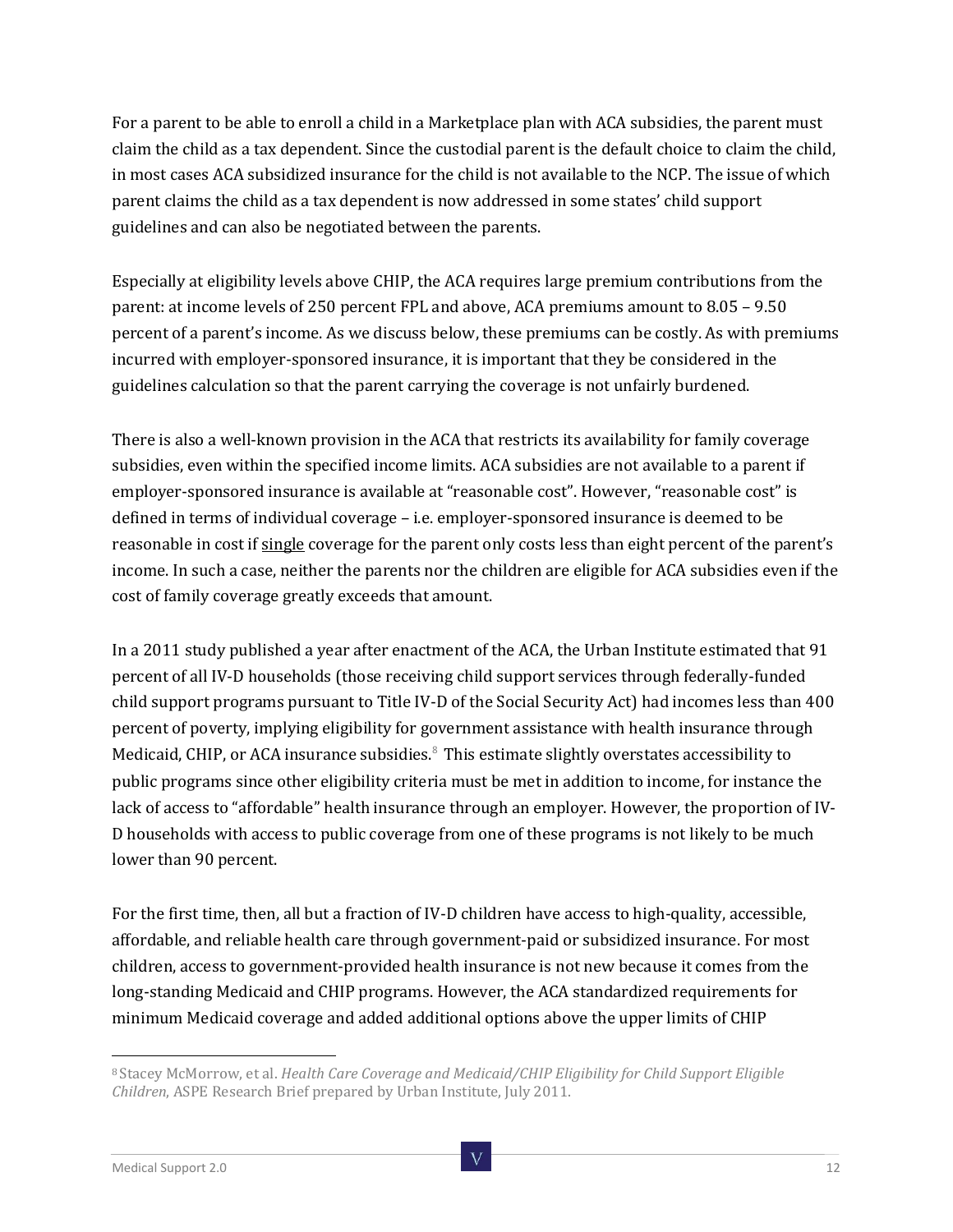For a parent to be able to enroll a child in a Marketplace plan with ACA subsidies, the parent must claim the child as a tax dependent. Since the custodial parent is the default choice to claim the child, in most cases ACA subsidized insurance for the child is not available to the NCP. The issue of which parent claims the child as a tax dependent is now addressed in some states' child support guidelines and can also be negotiated between the parents.

Especially at eligibility levels above CHIP, the ACA requires large premium contributions from the parent: at income levels of 250 percent FPL and above, ACA premiums amount to 8.05 – 9.50 percent of a parent's income. As we discuss below, these premiums can be costly. As with premiums incurred with employer-sponsored insurance, it is important that they be considered in the guidelines calculation so that the parent carrying the coverage is not unfairly burdened.

There is also a well-known provision in the ACA that restricts its availability for family coverage subsidies, even within the specified income limits. ACA subsidies are not available to a parent if employer-sponsored insurance is available at "reasonable cost". However, "reasonable cost" is defined in terms of individual coverage – i.e. employer-sponsored insurance is deemed to be reasonable in cost if <u>single</u> coverage for the parent only costs less than eight percent of the parent's income. In such a case, neither the parents nor the children are eligible for ACA subsidies even if the cost of family coverage greatly exceeds that amount.

In a 2011 study published a year after enactment of the ACA, the Urban Institute estimated that 91 percent of all IV-D households (those receiving child support services through federally-funded child support programs pursuant to Title IV-D of the Social Security Act) had incomes less than 400 percent of poverty, implying eligibility for government assistance with health insurance through Medicaid, CHIP, or ACA insurance subsidies.[8] This estimate slightly overstates accessibility to public programs since other eligibility criteria must be met in addition to income, for instance the lack of access to "affordable" health insurance through an employer. However, the proportion of IV-D households with access to public coverage from one of these programs is not likely to be much lower than 90 percent.

For the first time, then, all but a fraction of IV-D children have access to high-quality, accessible, affordable, and reliable health care through government-paid or subsidized insurance. For most children, access to government-provided health insurance is not new because it comes from the long-standing Medicaid and CHIP programs. However, the ACA standardized requirements for minimum Medicaid coverage and added additional options above the upper limits of CHIP

---

[8] Stacey McMorrow, et al. *Health Care Coverage and Medicaid/CHIP Eligibility for Child Support Eligible Children*, ASPE Research Brief prepared by Urban Institute, July 2011.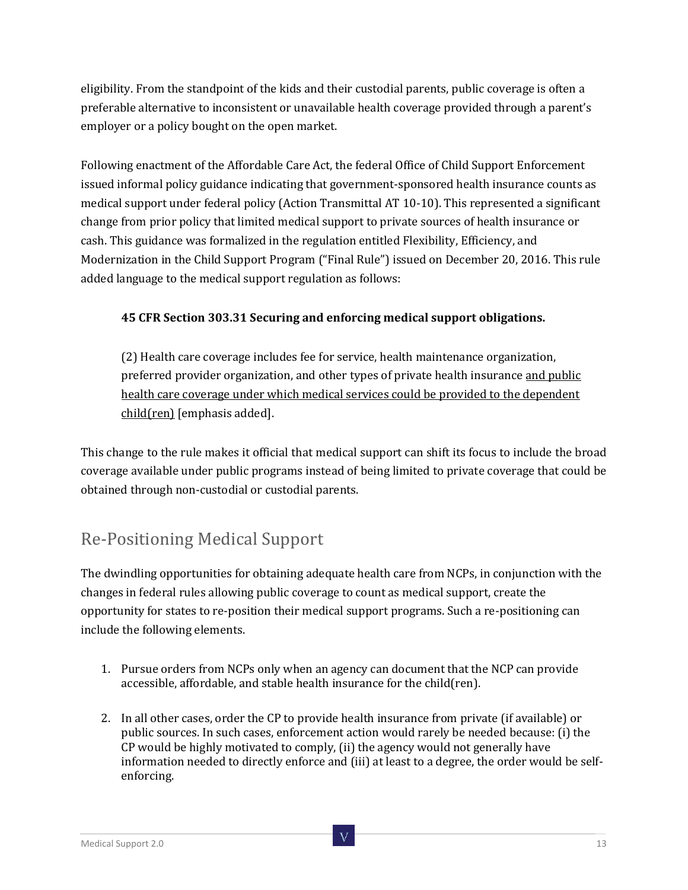eligibility. From the standpoint of the kids and their custodial parents, public coverage is often a preferable alternative to inconsistent or unavailable health coverage provided through a parent's employer or a policy bought on the open market.

Following enactment of the Affordable Care Act, the federal Office of Child Support Enforcement issued informal policy guidance indicating that government-sponsored health insurance counts as medical support under federal policy (Action Transmittal AT 10-10). This represented a significant change from prior policy that limited medical support to private sources of health insurance or cash. This guidance was formalized in the regulation entitled Flexibility, Efficiency, and Modernization in the Child Support Program ("Final Rule") issued on December 20, 2016. This rule added language to the medical support regulation as follows:

> **45 CFR Section 303.31 Securing and enforcing medical support obligations.**
>
> (2) Health care coverage includes fee for service, health maintenance organization, preferred provider organization, and other types of private health insurance <u>and public health care coverage under which medical services could be provided to the dependent child(ren)</u> [emphasis added].

This change to the rule makes it official that medical support can shift its focus to include the broad coverage available under public programs instead of being limited to private coverage that could be obtained through non-custodial or custodial parents.

## Re-Positioning Medical Support

The dwindling opportunities for obtaining adequate health care from NCPs, in conjunction with the changes in federal rules allowing public coverage to count as medical support, create the opportunity for states to re-position their medical support programs. Such a re-positioning can include the following elements.

1. Pursue orders from NCPs only when an agency can document that the NCP can provide accessible, affordable, and stable health insurance for the child(ren).
2. In all other cases, order the CP to provide health insurance from private (if available) or public sources. In such cases, enforcement action would rarely be needed because: (i) the CP would be highly motivated to comply, (ii) the agency would not generally have information needed to directly enforce and (iii) at least to a degree, the order would be self-enforcing.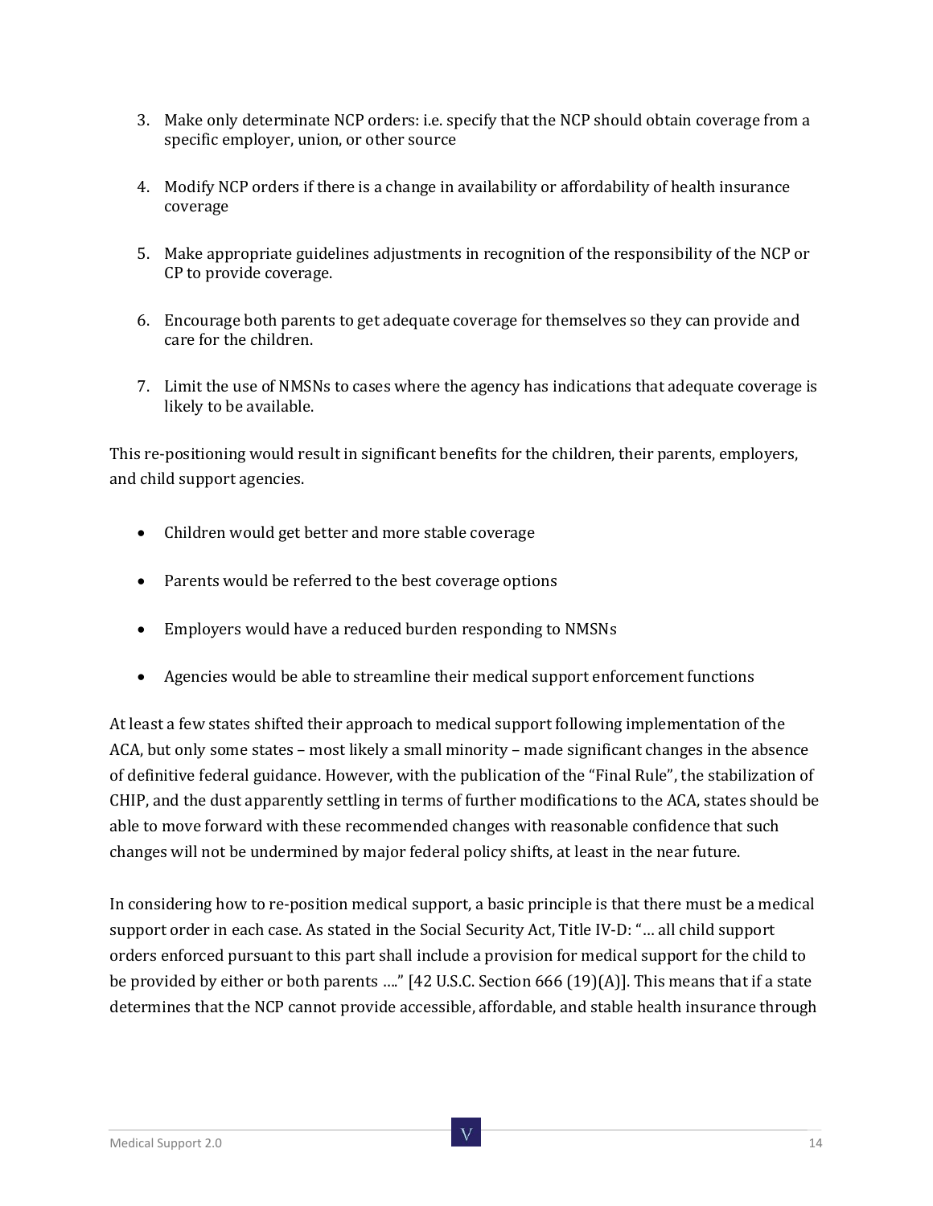3. Make only determinate NCP orders: i.e. specify that the NCP should obtain coverage from a specific employer, union, or other source

4. Modify NCP orders if there is a change in availability or affordability of health insurance coverage

5. Make appropriate guidelines adjustments in recognition of the responsibility of the NCP or CP to provide coverage.

6. Encourage both parents to get adequate coverage for themselves so they can provide and care for the children.

7. Limit the use of NMSNs to cases where the agency has indications that adequate coverage is likely to be available.

This re-positioning would result in significant benefits for the children, their parents, employers, and child support agencies.

- Children would get better and more stable coverage
- Parents would be referred to the best coverage options
- Employers would have a reduced burden responding to NMSNs
- Agencies would be able to streamline their medical support enforcement functions

At least a few states shifted their approach to medical support following implementation of the ACA, but only some states – most likely a small minority – made significant changes in the absence of definitive federal guidance. However, with the publication of the "Final Rule", the stabilization of CHIP, and the dust apparently settling in terms of further modifications to the ACA, states should be able to move forward with these recommended changes with reasonable confidence that such changes will not be undermined by major federal policy shifts, at least in the near future.

In considering how to re-position medical support, a basic principle is that there must be a medical support order in each case. As stated in the Social Security Act, Title IV-D: "… all child support orders enforced pursuant to this part shall include a provision for medical support for the child to be provided by either or both parents …." [42 U.S.C. Section 666 (19)(A)]. This means that if a state determines that the NCP cannot provide accessible, affordable, and stable health insurance through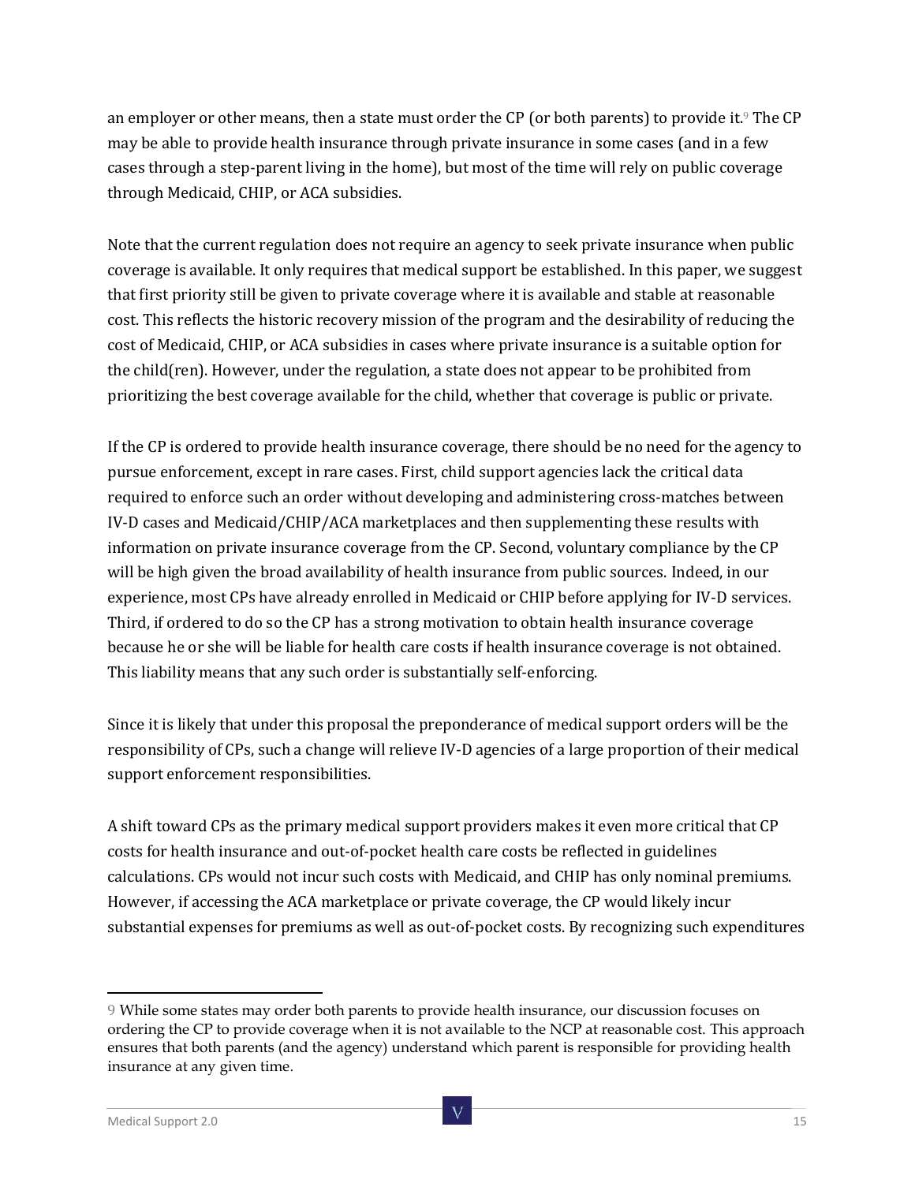an employer or other means, then a state must order the CP (or both parents) to provide it.[9] The CP may be able to provide health insurance through private insurance in some cases (and in a few cases through a step-parent living in the home), but most of the time will rely on public coverage through Medicaid, CHIP, or ACA subsidies.

Note that the current regulation does not require an agency to seek private insurance when public coverage is available. It only requires that medical support be established. In this paper, we suggest that first priority still be given to private coverage where it is available and stable at reasonable cost. This reflects the historic recovery mission of the program and the desirability of reducing the cost of Medicaid, CHIP, or ACA subsidies in cases where private insurance is a suitable option for the child(ren). However, under the regulation, a state does not appear to be prohibited from prioritizing the best coverage available for the child, whether that coverage is public or private.

If the CP is ordered to provide health insurance coverage, there should be no need for the agency to pursue enforcement, except in rare cases. First, child support agencies lack the critical data required to enforce such an order without developing and administering cross-matches between IV-D cases and Medicaid/CHIP/ACA marketplaces and then supplementing these results with information on private insurance coverage from the CP. Second, voluntary compliance by the CP will be high given the broad availability of health insurance from public sources. Indeed, in our experience, most CPs have already enrolled in Medicaid or CHIP before applying for IV-D services. Third, if ordered to do so the CP has a strong motivation to obtain health insurance coverage because he or she will be liable for health care costs if health insurance coverage is not obtained. This liability means that any such order is substantially self-enforcing.

Since it is likely that under this proposal the preponderance of medical support orders will be the responsibility of CPs, such a change will relieve IV-D agencies of a large proportion of their medical support enforcement responsibilities.

A shift toward CPs as the primary medical support providers makes it even more critical that CP costs for health insurance and out-of-pocket health care costs be reflected in guidelines calculations. CPs would not incur such costs with Medicaid, and CHIP has only nominal premiums. However, if accessing the ACA marketplace or private coverage, the CP would likely incur substantial expenses for premiums as well as out-of-pocket costs. By recognizing such expenditures

---

[9] While some states may order both parents to provide health insurance, our discussion focuses on ordering the CP to provide coverage when it is not available to the NCP at reasonable cost. This approach ensures that both parents (and the agency) understand which parent is responsible for providing health insurance at any given time.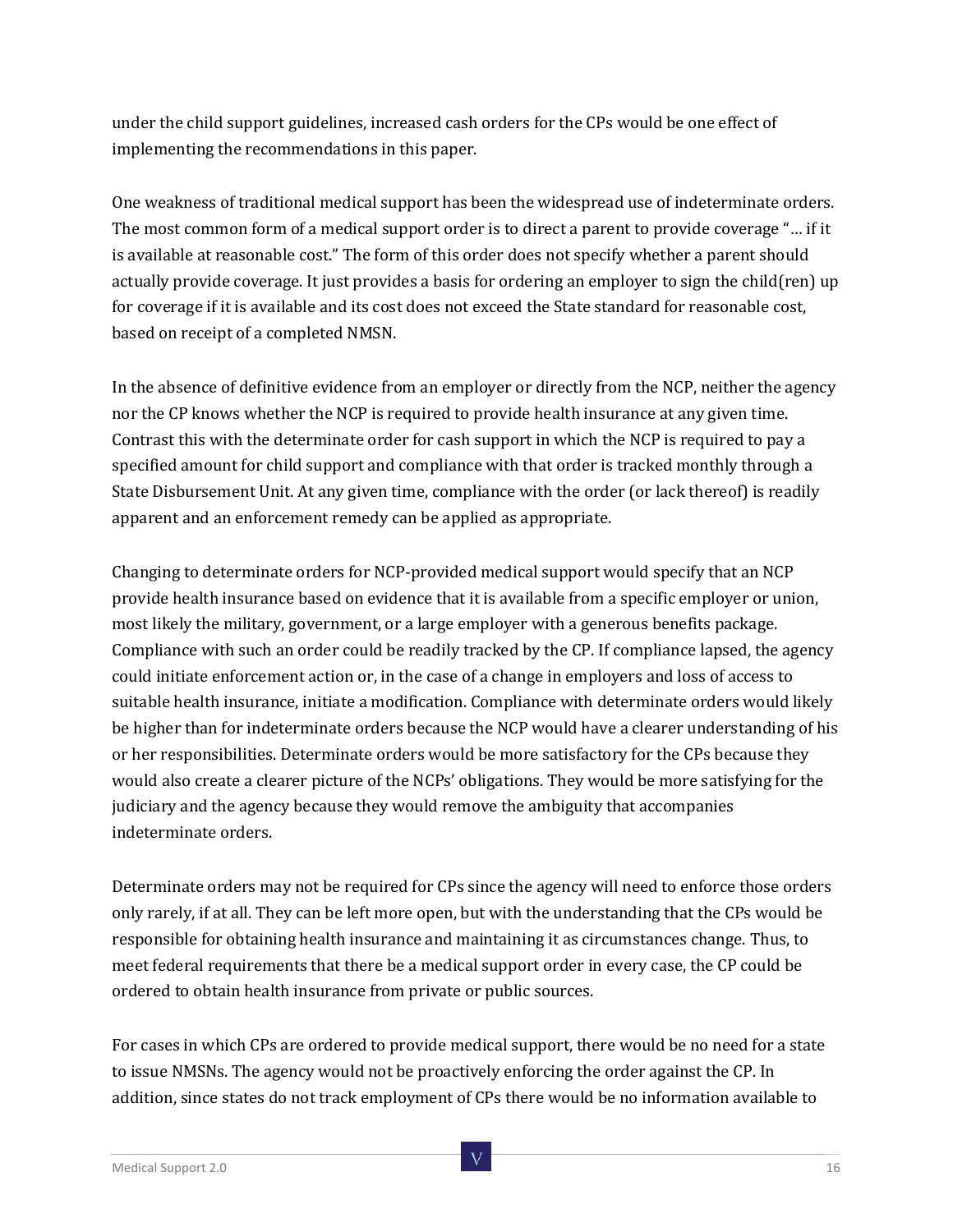under the child support guidelines, increased cash orders for the CPs would be one effect of implementing the recommendations in this paper.

One weakness of traditional medical support has been the widespread use of indeterminate orders. The most common form of a medical support order is to direct a parent to provide coverage "… if it is available at reasonable cost." The form of this order does not specify whether a parent should actually provide coverage. It just provides a basis for ordering an employer to sign the child(ren) up for coverage if it is available and its cost does not exceed the State standard for reasonable cost, based on receipt of a completed NMSN.

In the absence of definitive evidence from an employer or directly from the NCP, neither the agency nor the CP knows whether the NCP is required to provide health insurance at any given time. Contrast this with the determinate order for cash support in which the NCP is required to pay a specified amount for child support and compliance with that order is tracked monthly through a State Disbursement Unit. At any given time, compliance with the order (or lack thereof) is readily apparent and an enforcement remedy can be applied as appropriate.

Changing to determinate orders for NCP-provided medical support would specify that an NCP provide health insurance based on evidence that it is available from a specific employer or union, most likely the military, government, or a large employer with a generous benefits package. Compliance with such an order could be readily tracked by the CP. If compliance lapsed, the agency could initiate enforcement action or, in the case of a change in employers and loss of access to suitable health insurance, initiate a modification. Compliance with determinate orders would likely be higher than for indeterminate orders because the NCP would have a clearer understanding of his or her responsibilities. Determinate orders would be more satisfactory for the CPs because they would also create a clearer picture of the NCPs' obligations. They would be more satisfying for the judiciary and the agency because they would remove the ambiguity that accompanies indeterminate orders.

Determinate orders may not be required for CPs since the agency will need to enforce those orders only rarely, if at all. They can be left more open, but with the understanding that the CPs would be responsible for obtaining health insurance and maintaining it as circumstances change. Thus, to meet federal requirements that there be a medical support order in every case, the CP could be ordered to obtain health insurance from private or public sources.

For cases in which CPs are ordered to provide medical support, there would be no need for a state to issue NMSNs. The agency would not be proactively enforcing the order against the CP. In addition, since states do not track employment of CPs there would be no information available to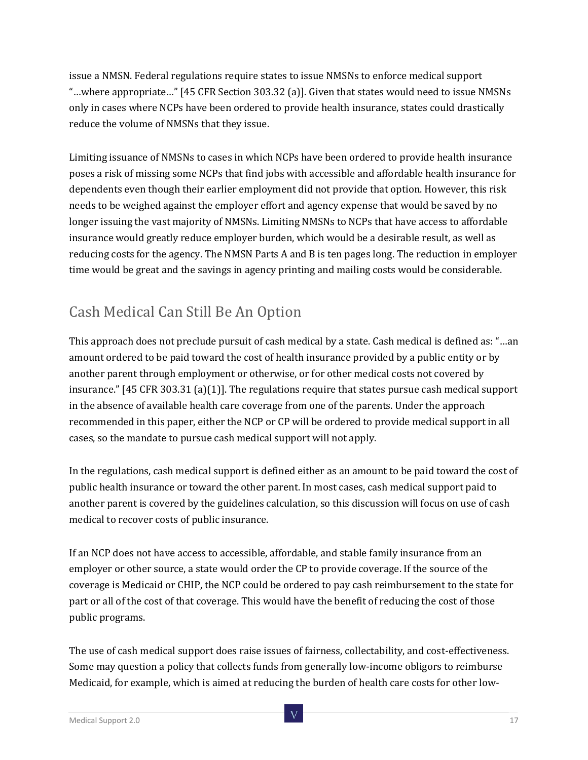issue a NMSN. Federal regulations require states to issue NMSNs to enforce medical support "…where appropriate…" [45 CFR Section 303.32 (a)]. Given that states would need to issue NMSNs only in cases where NCPs have been ordered to provide health insurance, states could drastically reduce the volume of NMSNs that they issue.

Limiting issuance of NMSNs to cases in which NCPs have been ordered to provide health insurance poses a risk of missing some NCPs that find jobs with accessible and affordable health insurance for dependents even though their earlier employment did not provide that option. However, this risk needs to be weighed against the employer effort and agency expense that would be saved by no longer issuing the vast majority of NMSNs. Limiting NMSNs to NCPs that have access to affordable insurance would greatly reduce employer burden, which would be a desirable result, as well as reducing costs for the agency. The NMSN Parts A and B is ten pages long. The reduction in employer time would be great and the savings in agency printing and mailing costs would be considerable.

## Cash Medical Can Still Be An Option

This approach does not preclude pursuit of cash medical by a state. Cash medical is defined as: "…an amount ordered to be paid toward the cost of health insurance provided by a public entity or by another parent through employment or otherwise, or for other medical costs not covered by insurance." [45 CFR 303.31 (a)(1)]. The regulations require that states pursue cash medical support in the absence of available health care coverage from one of the parents. Under the approach recommended in this paper, either the NCP or CP will be ordered to provide medical support in all cases, so the mandate to pursue cash medical support will not apply.

In the regulations, cash medical support is defined either as an amount to be paid toward the cost of public health insurance or toward the other parent. In most cases, cash medical support paid to another parent is covered by the guidelines calculation, so this discussion will focus on use of cash medical to recover costs of public insurance.

If an NCP does not have access to accessible, affordable, and stable family insurance from an employer or other source, a state would order the CP to provide coverage. If the source of the coverage is Medicaid or CHIP, the NCP could be ordered to pay cash reimbursement to the state for part or all of the cost of that coverage. This would have the benefit of reducing the cost of those public programs.

The use of cash medical support does raise issues of fairness, collectability, and cost-effectiveness. Some may question a policy that collects funds from generally low-income obligors to reimburse Medicaid, for example, which is aimed at reducing the burden of health care costs for other low-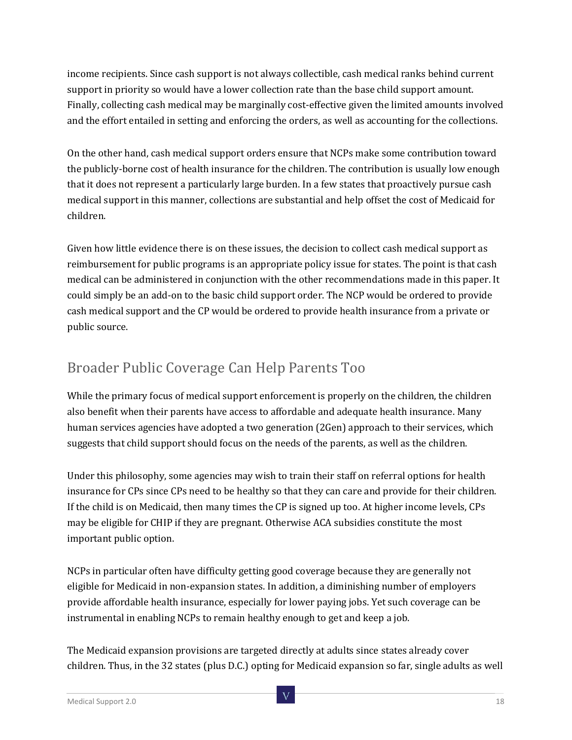income recipients. Since cash support is not always collectible, cash medical ranks behind current support in priority so would have a lower collection rate than the base child support amount. Finally, collecting cash medical may be marginally cost-effective given the limited amounts involved and the effort entailed in setting and enforcing the orders, as well as accounting for the collections.

On the other hand, cash medical support orders ensure that NCPs make some contribution toward the publicly-borne cost of health insurance for the children. The contribution is usually low enough that it does not represent a particularly large burden. In a few states that proactively pursue cash medical support in this manner, collections are substantial and help offset the cost of Medicaid for children.

Given how little evidence there is on these issues, the decision to collect cash medical support as reimbursement for public programs is an appropriate policy issue for states. The point is that cash medical can be administered in conjunction with the other recommendations made in this paper. It could simply be an add-on to the basic child support order. The NCP would be ordered to provide cash medical support and the CP would be ordered to provide health insurance from a private or public source.

## Broader Public Coverage Can Help Parents Too

While the primary focus of medical support enforcement is properly on the children, the children also benefit when their parents have access to affordable and adequate health insurance. Many human services agencies have adopted a two generation (2Gen) approach to their services, which suggests that child support should focus on the needs of the parents, as well as the children.

Under this philosophy, some agencies may wish to train their staff on referral options for health insurance for CPs since CPs need to be healthy so that they can care and provide for their children. If the child is on Medicaid, then many times the CP is signed up too. At higher income levels, CPs may be eligible for CHIP if they are pregnant. Otherwise ACA subsidies constitute the most important public option.

NCPs in particular often have difficulty getting good coverage because they are generally not eligible for Medicaid in non-expansion states. In addition, a diminishing number of employers provide affordable health insurance, especially for lower paying jobs. Yet such coverage can be instrumental in enabling NCPs to remain healthy enough to get and keep a job.

The Medicaid expansion provisions are targeted directly at adults since states already cover children. Thus, in the 32 states (plus D.C.) opting for Medicaid expansion so far, single adults as well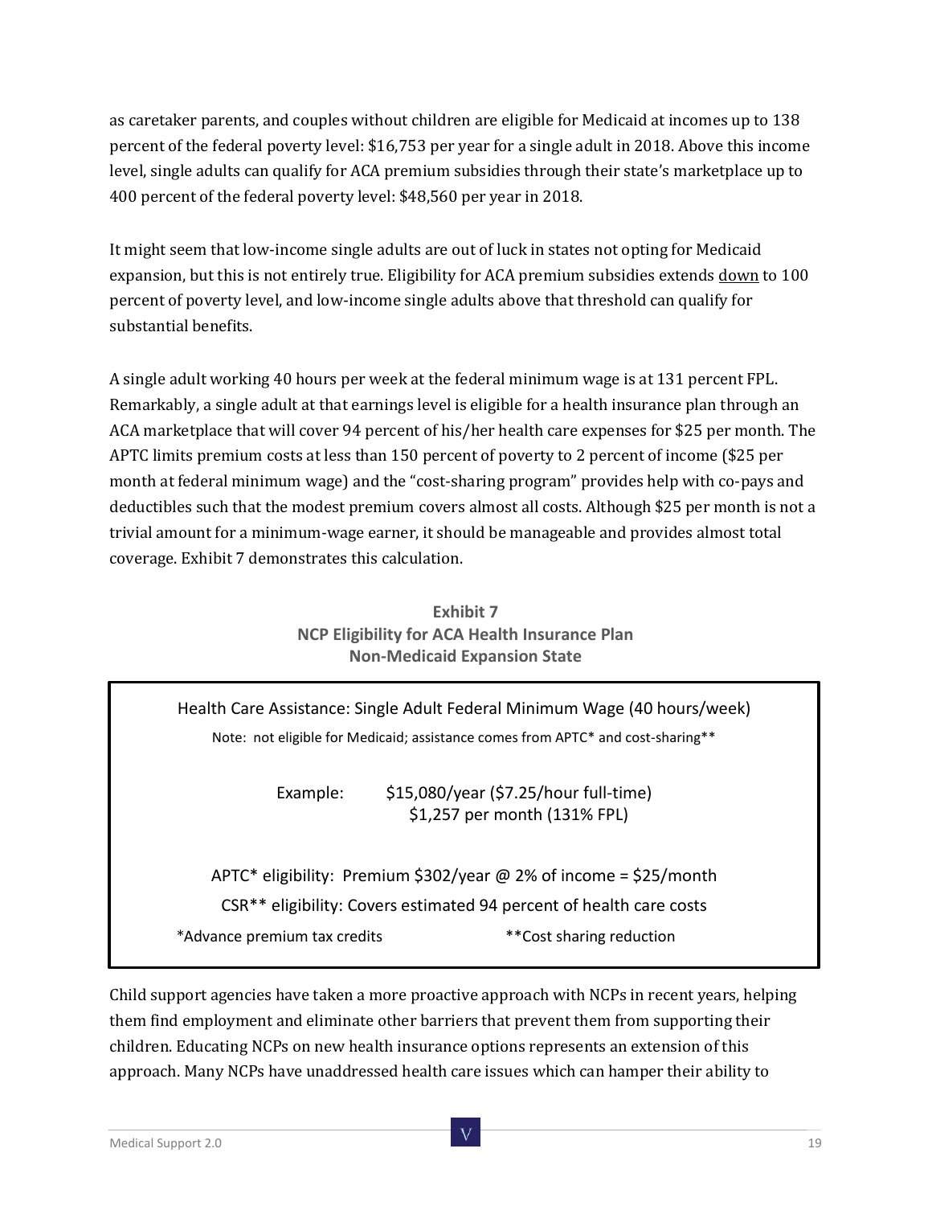as caretaker parents, and couples without children are eligible for Medicaid at incomes up to 138 percent of the federal poverty level: $16,753 per year for a single adult in 2018. Above this income level, single adults can qualify for ACA premium subsidies through their state's marketplace up to 400 percent of the federal poverty level: $48,560 per year in 2018.

It might seem that low-income single adults are out of luck in states not opting for Medicaid expansion, but this is not entirely true. Eligibility for ACA premium subsidies extends <u>down</u> to 100 percent of poverty level, and low-income single adults above that threshold can qualify for substantial benefits.

A single adult working 40 hours per week at the federal minimum wage is at 131 percent FPL. Remarkably, a single adult at that earnings level is eligible for a health insurance plan through an ACA marketplace that will cover 94 percent of his/her health care expenses for $25 per month. The APTC limits premium costs at less than 150 percent of poverty to 2 percent of income ($25 per month at federal minimum wage) and the "cost-sharing program" provides help with co-pays and deductibles such that the modest premium covers almost all costs. Although $25 per month is not a trivial amount for a minimum-wage earner, it should be manageable and provides almost total coverage. Exhibit 7 demonstrates this calculation.

**Exhibit 7**
**NCP Eligibility for ACA Health Insurance Plan**
**Non-Medicaid Expansion State**

Health Care Assistance: Single Adult Federal Minimum Wage (40 hours/week)

Note: not eligible for Medicaid; assistance comes from APTC* and cost-sharing**

Example: $15,080/year ($7.25/hour full-time)
$1,257 per month (131% FPL)

APTC* eligibility: Premium $302/year @ 2% of income = $25/month

CSR** eligibility: Covers estimated 94 percent of health care costs

*Advance premium tax credits **Cost sharing reduction

Child support agencies have taken a more proactive approach with NCPs in recent years, helping them find employment and eliminate other barriers that prevent them from supporting their children. Educating NCPs on new health insurance options represents an extension of this approach. Many NCPs have unaddressed health care issues which can hamper their ability to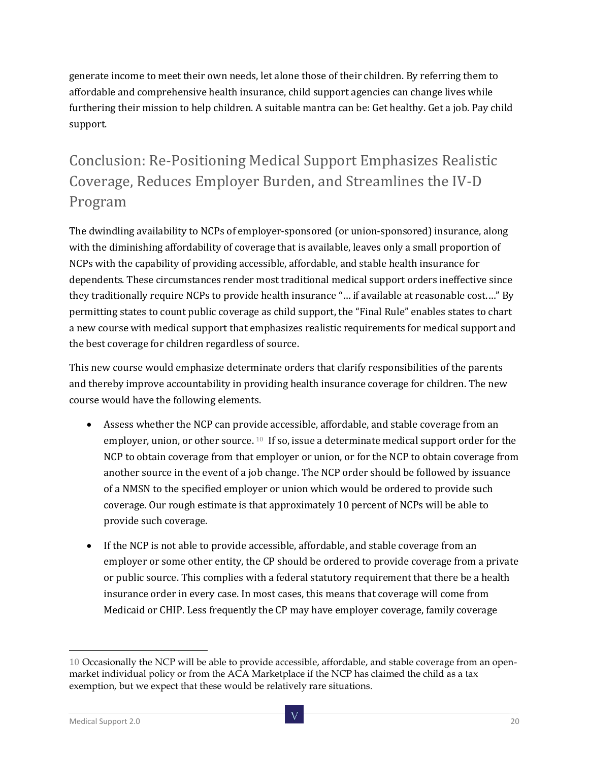generate income to meet their own needs, let alone those of their children. By referring them to affordable and comprehensive health insurance, child support agencies can change lives while furthering their mission to help children. A suitable mantra can be: Get healthy. Get a job. Pay child support.

## Conclusion: Re-Positioning Medical Support Emphasizes Realistic Coverage, Reduces Employer Burden, and Streamlines the IV-D Program

The dwindling availability to NCPs of employer-sponsored (or union-sponsored) insurance, along with the diminishing affordability of coverage that is available, leaves only a small proportion of NCPs with the capability of providing accessible, affordable, and stable health insurance for dependents. These circumstances render most traditional medical support orders ineffective since they traditionally require NCPs to provide health insurance "… if available at reasonable cost…." By permitting states to count public coverage as child support, the "Final Rule" enables states to chart a new course with medical support that emphasizes realistic requirements for medical support and the best coverage for children regardless of source.

This new course would emphasize determinate orders that clarify responsibilities of the parents and thereby improve accountability in providing health insurance coverage for children. The new course would have the following elements.

- Assess whether the NCP can provide accessible, affordable, and stable coverage from an employer, union, or other source.[10] If so, issue a determinate medical support order for the NCP to obtain coverage from that employer or union, or for the NCP to obtain coverage from another source in the event of a job change. The NCP order should be followed by issuance of a NMSN to the specified employer or union which would be ordered to provide such coverage. Our rough estimate is that approximately 10 percent of NCPs will be able to provide such coverage.
- If the NCP is not able to provide accessible, affordable, and stable coverage from an employer or some other entity, the CP should be ordered to provide coverage from a private or public source. This complies with a federal statutory requirement that there be a health insurance order in every case. In most cases, this means that coverage will come from Medicaid or CHIP. Less frequently the CP may have employer coverage, family coverage

---

[10] Occasionally the NCP will be able to provide accessible, affordable, and stable coverage from an open-market individual policy or from the ACA Marketplace if the NCP has claimed the child as a tax exemption, but we expect that these would be relatively rare situations.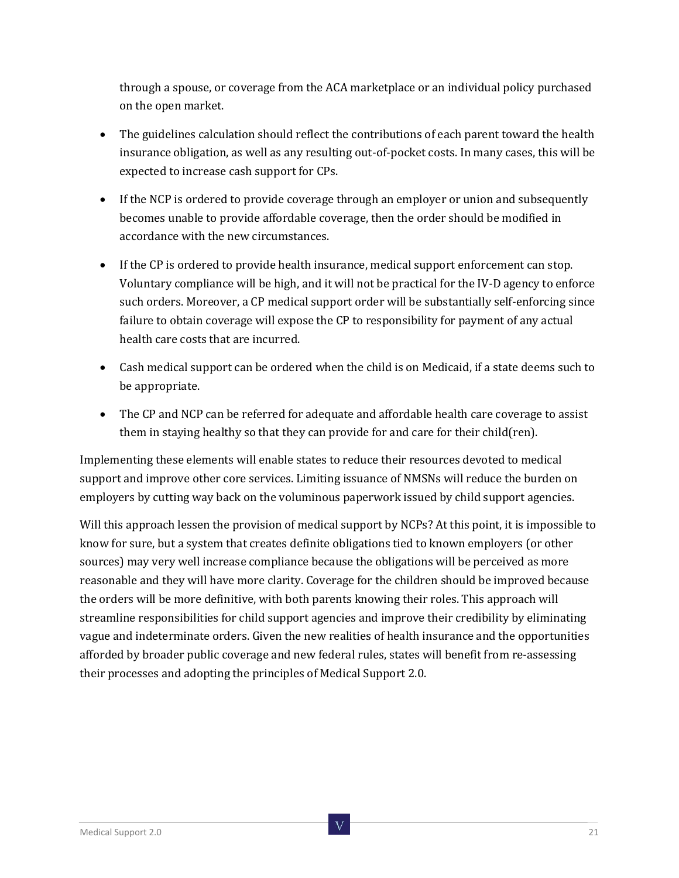through a spouse, or coverage from the ACA marketplace or an individual policy purchased on the open market.

- The guidelines calculation should reflect the contributions of each parent toward the health insurance obligation, as well as any resulting out-of-pocket costs. In many cases, this will be expected to increase cash support for CPs.
- If the NCP is ordered to provide coverage through an employer or union and subsequently becomes unable to provide affordable coverage, then the order should be modified in accordance with the new circumstances.
- If the CP is ordered to provide health insurance, medical support enforcement can stop. Voluntary compliance will be high, and it will not be practical for the IV-D agency to enforce such orders. Moreover, a CP medical support order will be substantially self-enforcing since failure to obtain coverage will expose the CP to responsibility for payment of any actual health care costs that are incurred.
- Cash medical support can be ordered when the child is on Medicaid, if a state deems such to be appropriate.
- The CP and NCP can be referred for adequate and affordable health care coverage to assist them in staying healthy so that they can provide for and care for their child(ren).

Implementing these elements will enable states to reduce their resources devoted to medical support and improve other core services. Limiting issuance of NMSNs will reduce the burden on employers by cutting way back on the voluminous paperwork issued by child support agencies.

Will this approach lessen the provision of medical support by NCPs? At this point, it is impossible to know for sure, but a system that creates definite obligations tied to known employers (or other sources) may very well increase compliance because the obligations will be perceived as more reasonable and they will have more clarity. Coverage for the children should be improved because the orders will be more definitive, with both parents knowing their roles. This approach will streamline responsibilities for child support agencies and improve their credibility by eliminating vague and indeterminate orders. Given the new realities of health insurance and the opportunities afforded by broader public coverage and new federal rules, states will benefit from re-assessing their processes and adopting the principles of Medical Support 2.0.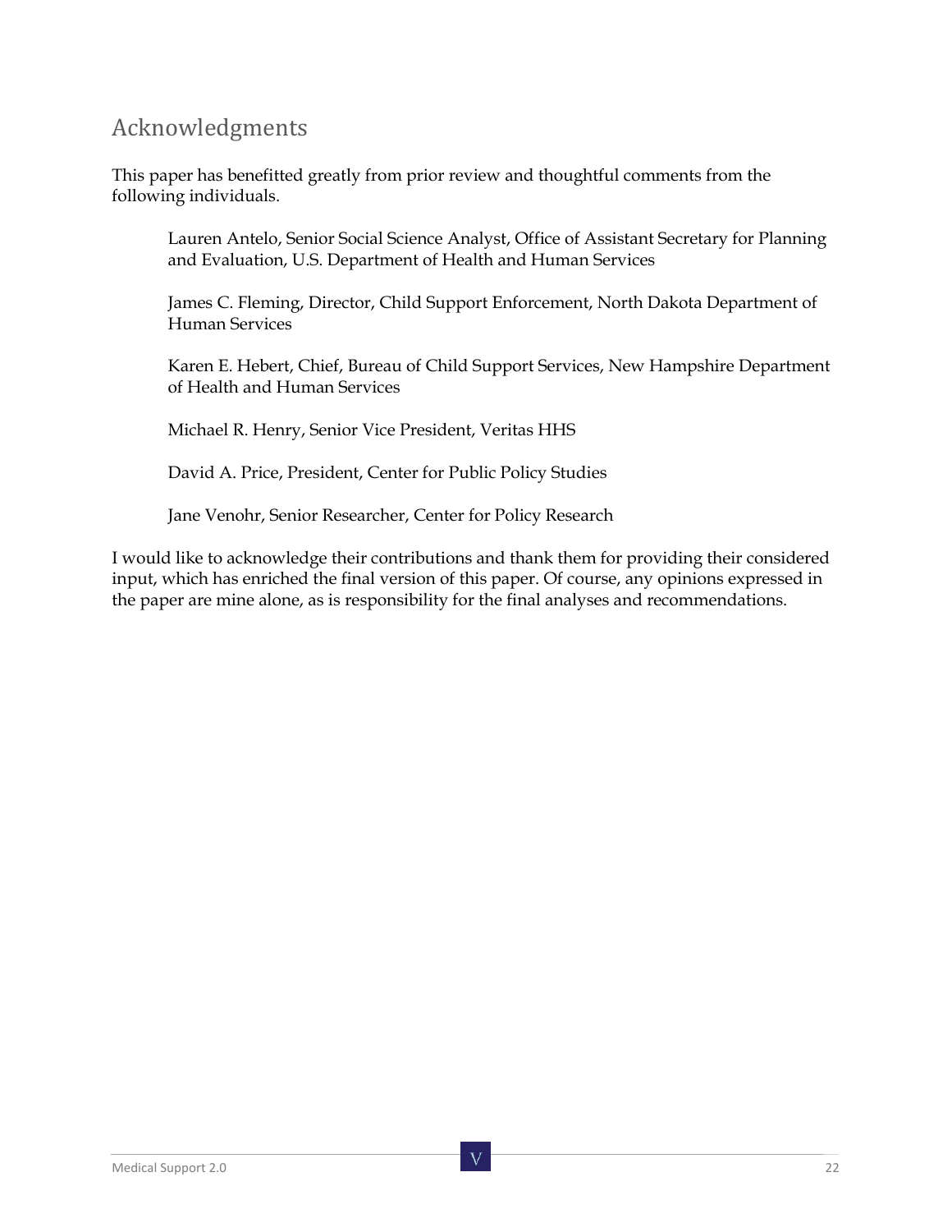## Acknowledgments

This paper has benefitted greatly from prior review and thoughtful comments from the following individuals.

> Lauren Antelo, Senior Social Science Analyst, Office of Assistant Secretary for Planning and Evaluation, U.S. Department of Health and Human Services
>
> James C. Fleming, Director, Child Support Enforcement, North Dakota Department of Human Services
>
> Karen E. Hebert, Chief, Bureau of Child Support Services, New Hampshire Department of Health and Human Services
>
> Michael R. Henry, Senior Vice President, Veritas HHS
>
> David A. Price, President, Center for Public Policy Studies
>
> Jane Venohr, Senior Researcher, Center for Policy Research

I would like to acknowledge their contributions and thank them for providing their considered input, which has enriched the final version of this paper. Of course, any opinions expressed in the paper are mine alone, as is responsibility for the final analyses and recommendations.